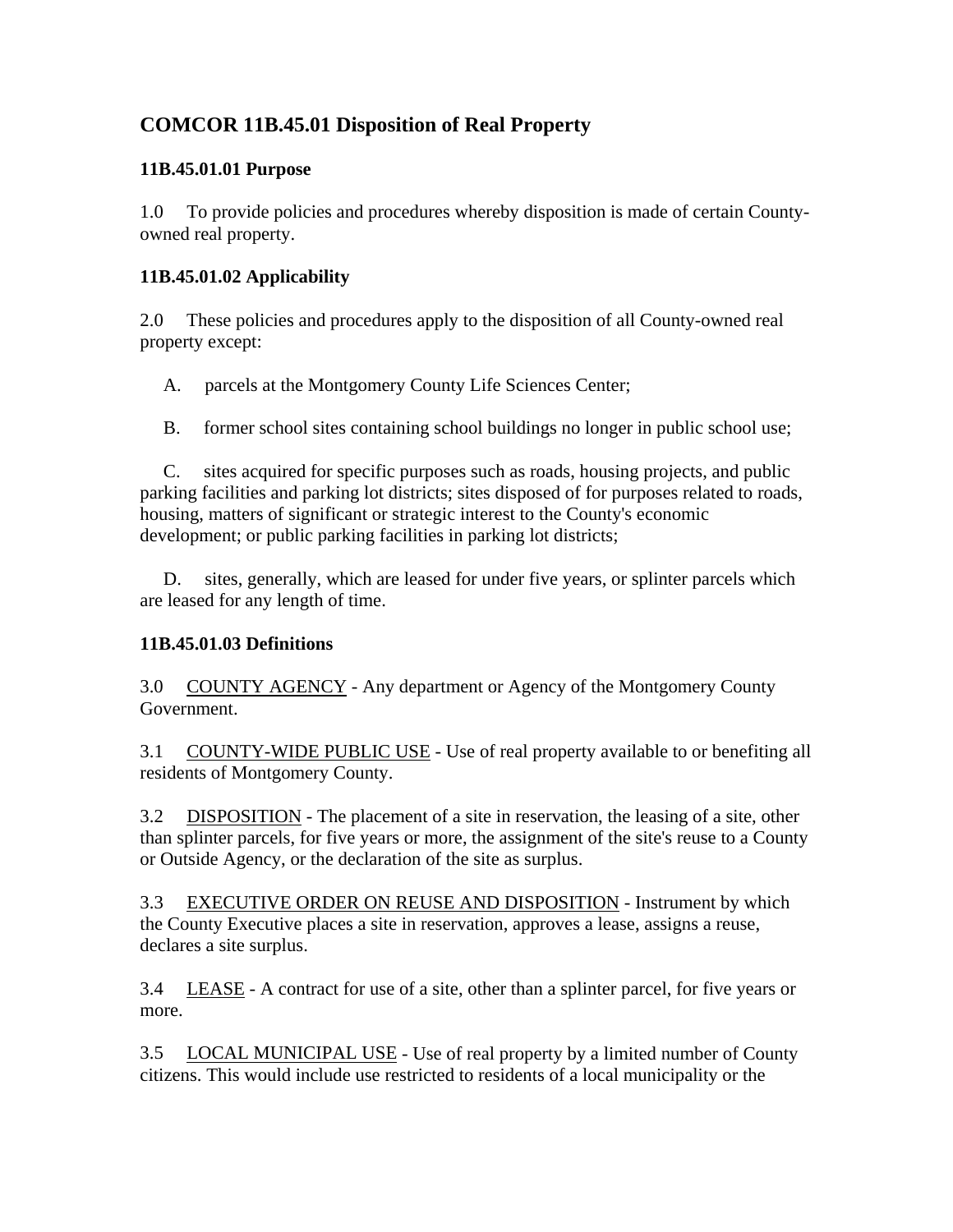# COMCOR 11B.45.01 Disposition of Real Property

### 11B.45.01.01 Purpose

1.0 To provide policies and procedures whereby disposition is made of certain County-owned real property.

### 11B.45.01.02 Applicability

2.0 These policies and procedures apply to the disposition of all County-owned real property except:

A. parcels at the Montgomery County Life Sciences Center;

B. former school sites containing school buildings no longer in public school use;

C. sites acquired for specific purposes such as roads, housing projects, and public parking facilities and parking lot districts; sites disposed of for purposes related to roads, housing, matters of significant or strategic interest to the County's economic development; or public parking facilities in parking lot districts;

D. sites, generally, which are leased for under five years, or splinter parcels which are leased for any length of time.

### 11B.45.01.03 Definitions

3.0 <u>COUNTY AGENCY</u> - Any department or Agency of the Montgomery County Government.

3.1 <u>COUNTY-WIDE PUBLIC USE</u> - Use of real property available to or benefiting all residents of Montgomery County.

3.2 <u>DISPOSITION</u> - The placement of a site in reservation, the leasing of a site, other than splinter parcels, for five years or more, the assignment of the site's reuse to a County or Outside Agency, or the declaration of the site as surplus.

3.3 <u>EXECUTIVE ORDER ON REUSE AND DISPOSITION</u> - Instrument by which the County Executive places a site in reservation, approves a lease, assigns a reuse, declares a site surplus.

3.4 <u>LEASE</u> - A contract for use of a site, other than a splinter parcel, for five years or more.

3.5 <u>LOCAL MUNICIPAL USE</u> - Use of real property by a limited number of County citizens. This would include use restricted to residents of a local municipality or the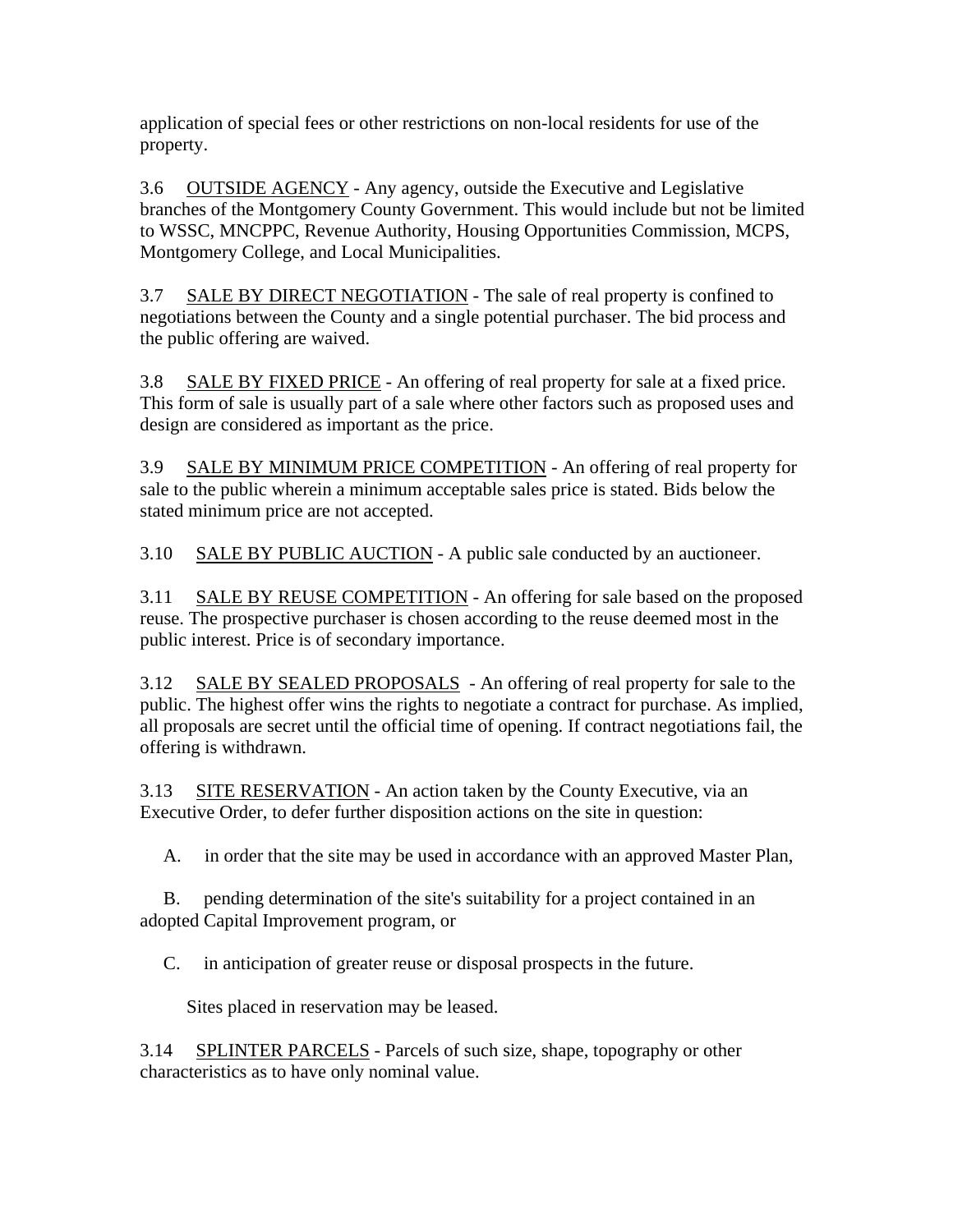application of special fees or other restrictions on non-local residents for use of the property.

3.6 OUTSIDE AGENCY - Any agency, outside the Executive and Legislative branches of the Montgomery County Government. This would include but not be limited to WSSC, MNCPPC, Revenue Authority, Housing Opportunities Commission, MCPS, Montgomery College, and Local Municipalities.

3.7 SALE BY DIRECT NEGOTIATION - The sale of real property is confined to negotiations between the County and a single potential purchaser. The bid process and the public offering are waived.

3.8 SALE BY FIXED PRICE - An offering of real property for sale at a fixed price. This form of sale is usually part of a sale where other factors such as proposed uses and design are considered as important as the price.

3.9 SALE BY MINIMUM PRICE COMPETITION - An offering of real property for sale to the public wherein a minimum acceptable sales price is stated. Bids below the stated minimum price are not accepted.

3.10 SALE BY PUBLIC AUCTION - A public sale conducted by an auctioneer.

3.11 SALE BY REUSE COMPETITION - An offering for sale based on the proposed reuse. The prospective purchaser is chosen according to the reuse deemed most in the public interest. Price is of secondary importance.

3.12 SALE BY SEALED PROPOSALS - An offering of real property for sale to the public. The highest offer wins the rights to negotiate a contract for purchase. As implied, all proposals are secret until the official time of opening. If contract negotiations fail, the offering is withdrawn.

3.13 SITE RESERVATION - An action taken by the County Executive, via an Executive Order, to defer further disposition actions on the site in question:

A. in order that the site may be used in accordance with an approved Master Plan,

B. pending determination of the site's suitability for a project contained in an adopted Capital Improvement program, or

C. in anticipation of greater reuse or disposal prospects in the future.

Sites placed in reservation may be leased.

3.14 SPLINTER PARCELS - Parcels of such size, shape, topography or other characteristics as to have only nominal value.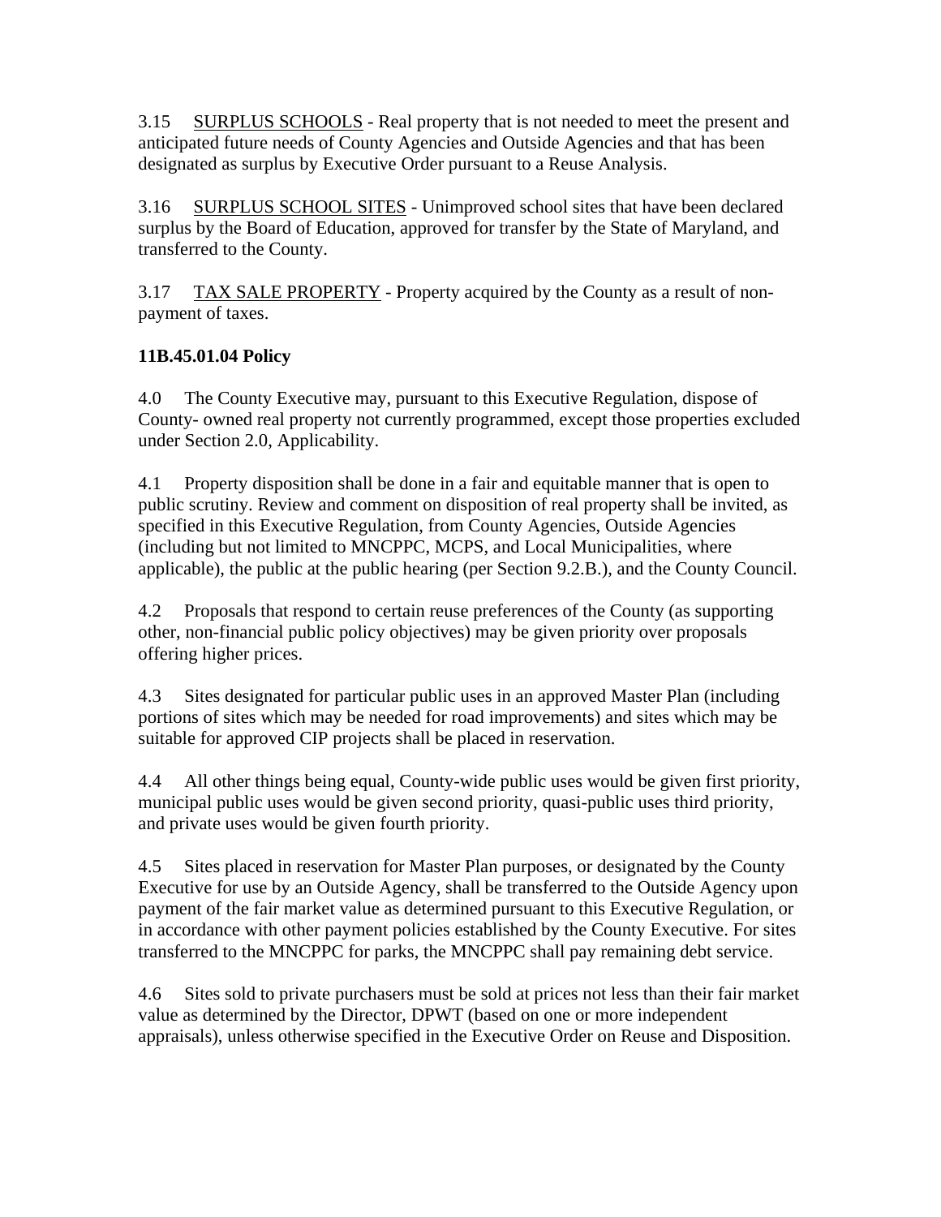3.15 <u>SURPLUS SCHOOLS</u> - Real property that is not needed to meet the present and anticipated future needs of County Agencies and Outside Agencies and that has been designated as surplus by Executive Order pursuant to a Reuse Analysis.

3.16 <u>SURPLUS SCHOOL SITES</u> - Unimproved school sites that have been declared surplus by the Board of Education, approved for transfer by the State of Maryland, and transferred to the County.

3.17 <u>TAX SALE PROPERTY</u> - Property acquired by the County as a result of non-payment of taxes.

**11B.45.01.04 Policy**

4.0 The County Executive may, pursuant to this Executive Regulation, dispose of County- owned real property not currently programmed, except those properties excluded under Section 2.0, Applicability.

4.1 Property disposition shall be done in a fair and equitable manner that is open to public scrutiny. Review and comment on disposition of real property shall be invited, as specified in this Executive Regulation, from County Agencies, Outside Agencies (including but not limited to MNCPPC, MCPS, and Local Municipalities, where applicable), the public at the public hearing (per Section 9.2.B.), and the County Council.

4.2 Proposals that respond to certain reuse preferences of the County (as supporting other, non-financial public policy objectives) may be given priority over proposals offering higher prices.

4.3 Sites designated for particular public uses in an approved Master Plan (including portions of sites which may be needed for road improvements) and sites which may be suitable for approved CIP projects shall be placed in reservation.

4.4 All other things being equal, County-wide public uses would be given first priority, municipal public uses would be given second priority, quasi-public uses third priority, and private uses would be given fourth priority.

4.5 Sites placed in reservation for Master Plan purposes, or designated by the County Executive for use by an Outside Agency, shall be transferred to the Outside Agency upon payment of the fair market value as determined pursuant to this Executive Regulation, or in accordance with other payment policies established by the County Executive. For sites transferred to the MNCPPC for parks, the MNCPPC shall pay remaining debt service.

4.6 Sites sold to private purchasers must be sold at prices not less than their fair market value as determined by the Director, DPWT (based on one or more independent appraisals), unless otherwise specified in the Executive Order on Reuse and Disposition.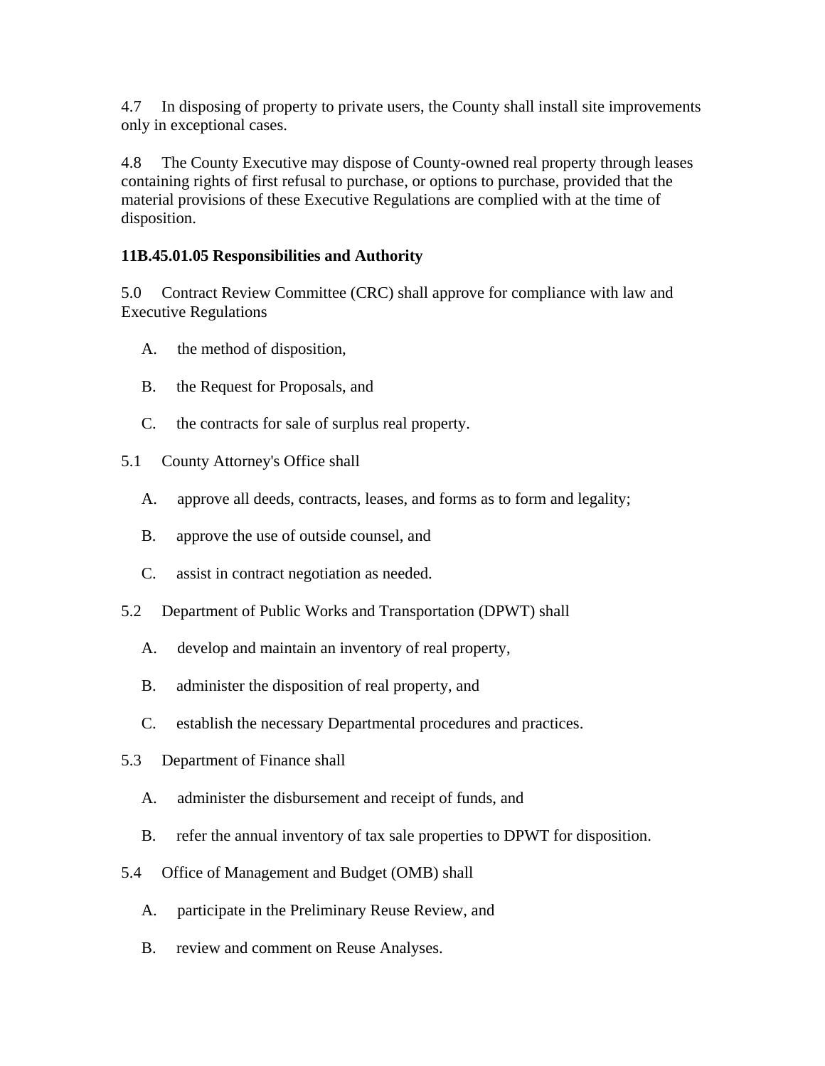4.7 In disposing of property to private users, the County shall install site improvements only in exceptional cases.

4.8 The County Executive may dispose of County-owned real property through leases containing rights of first refusal to purchase, or options to purchase, provided that the material provisions of these Executive Regulations are complied with at the time of disposition.

**11B.45.01.05 Responsibilities and Authority**

5.0 Contract Review Committee (CRC) shall approve for compliance with law and Executive Regulations

A. the method of disposition,

B. the Request for Proposals, and

C. the contracts for sale of surplus real property.

5.1 County Attorney's Office shall

A. approve all deeds, contracts, leases, and forms as to form and legality;

B. approve the use of outside counsel, and

C. assist in contract negotiation as needed.

5.2 Department of Public Works and Transportation (DPWT) shall

A. develop and maintain an inventory of real property,

B. administer the disposition of real property, and

C. establish the necessary Departmental procedures and practices.

5.3 Department of Finance shall

A. administer the disbursement and receipt of funds, and

B. refer the annual inventory of tax sale properties to DPWT for disposition.

5.4 Office of Management and Budget (OMB) shall

A. participate in the Preliminary Reuse Review, and

B. review and comment on Reuse Analyses.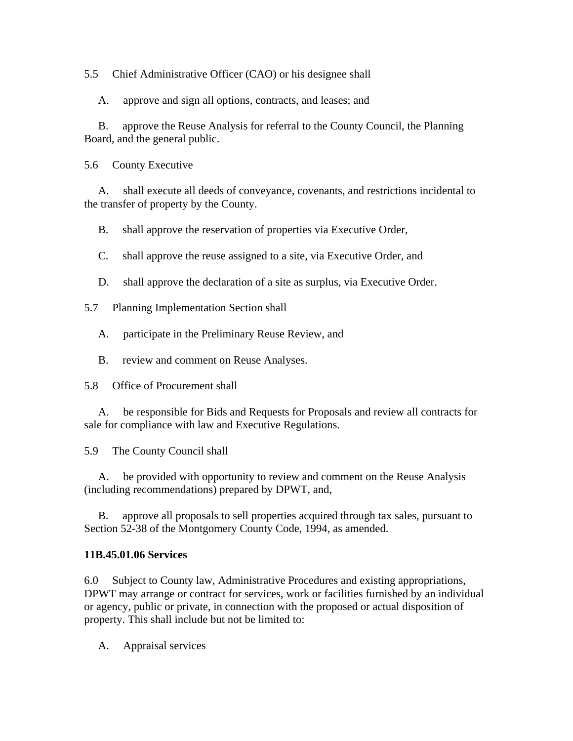5.5 Chief Administrative Officer (CAO) or his designee shall

A. approve and sign all options, contracts, and leases; and

B. approve the Reuse Analysis for referral to the County Council, the Planning Board, and the general public.

5.6 County Executive

A. shall execute all deeds of conveyance, covenants, and restrictions incidental to the transfer of property by the County.

B. shall approve the reservation of properties via Executive Order,

C. shall approve the reuse assigned to a site, via Executive Order, and

D. shall approve the declaration of a site as surplus, via Executive Order.

5.7 Planning Implementation Section shall

A. participate in the Preliminary Reuse Review, and

B. review and comment on Reuse Analyses.

5.8 Office of Procurement shall

A. be responsible for Bids and Requests for Proposals and review all contracts for sale for compliance with law and Executive Regulations.

5.9 The County Council shall

A. be provided with opportunity to review and comment on the Reuse Analysis (including recommendations) prepared by DPWT, and,

B. approve all proposals to sell properties acquired through tax sales, pursuant to Section 52-38 of the Montgomery County Code, 1994, as amended.

**11B.45.01.06 Services**

6.0 Subject to County law, Administrative Procedures and existing appropriations, DPWT may arrange or contract for services, work or facilities furnished by an individual or agency, public or private, in connection with the proposed or actual disposition of property. This shall include but not be limited to:

A. Appraisal services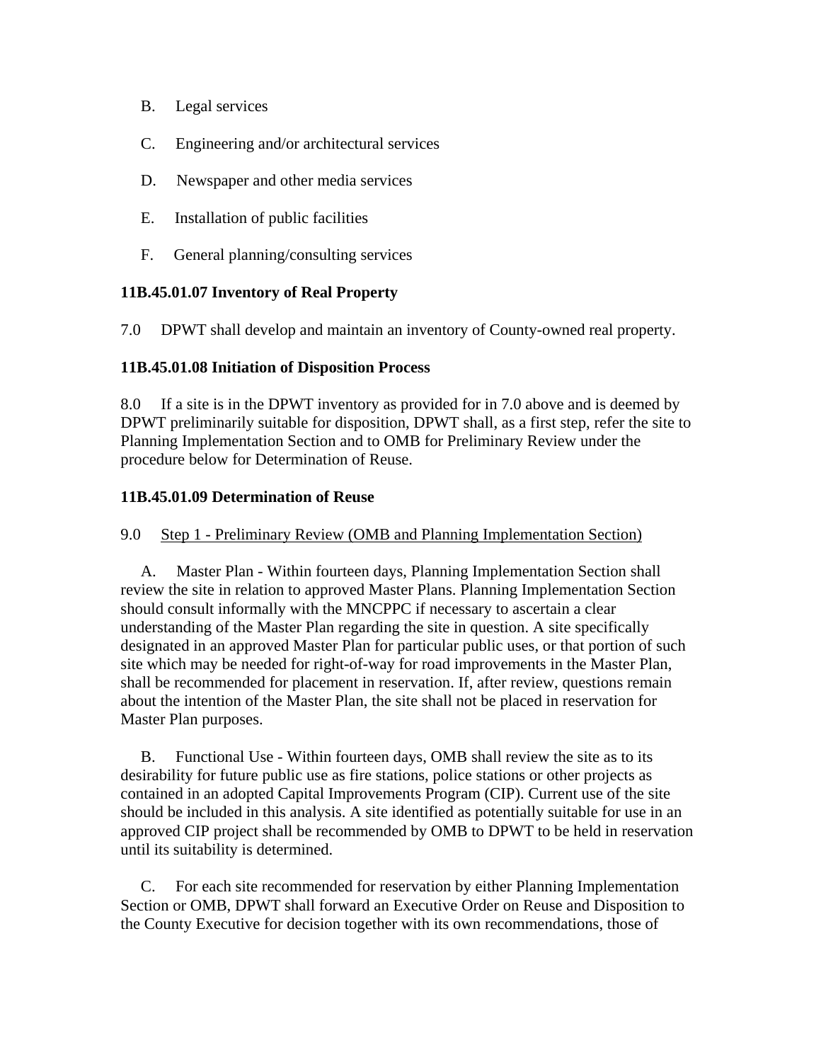B. Legal services

C. Engineering and/or architectural services

D. Newspaper and other media services

E. Installation of public facilities

F. General planning/consulting services

**11B.45.01.07 Inventory of Real Property**

7.0 DPWT shall develop and maintain an inventory of County-owned real property.

**11B.45.01.08 Initiation of Disposition Process**

8.0 If a site is in the DPWT inventory as provided for in 7.0 above and is deemed by DPWT preliminarily suitable for disposition, DPWT shall, as a first step, refer the site to Planning Implementation Section and to OMB for Preliminary Review under the procedure below for Determination of Reuse.

**11B.45.01.09 Determination of Reuse**

9.0 <u>Step 1 - Preliminary Review (OMB and Planning Implementation Section)</u>

A. Master Plan - Within fourteen days, Planning Implementation Section shall review the site in relation to approved Master Plans. Planning Implementation Section should consult informally with the MNCPPC if necessary to ascertain a clear understanding of the Master Plan regarding the site in question. A site specifically designated in an approved Master Plan for particular public uses, or that portion of such site which may be needed for right-of-way for road improvements in the Master Plan, shall be recommended for placement in reservation. If, after review, questions remain about the intention of the Master Plan, the site shall not be placed in reservation for Master Plan purposes.

B. Functional Use - Within fourteen days, OMB shall review the site as to its desirability for future public use as fire stations, police stations or other projects as contained in an adopted Capital Improvements Program (CIP). Current use of the site should be included in this analysis. A site identified as potentially suitable for use in an approved CIP project shall be recommended by OMB to DPWT to be held in reservation until its suitability is determined.

C. For each site recommended for reservation by either Planning Implementation Section or OMB, DPWT shall forward an Executive Order on Reuse and Disposition to the County Executive for decision together with its own recommendations, those of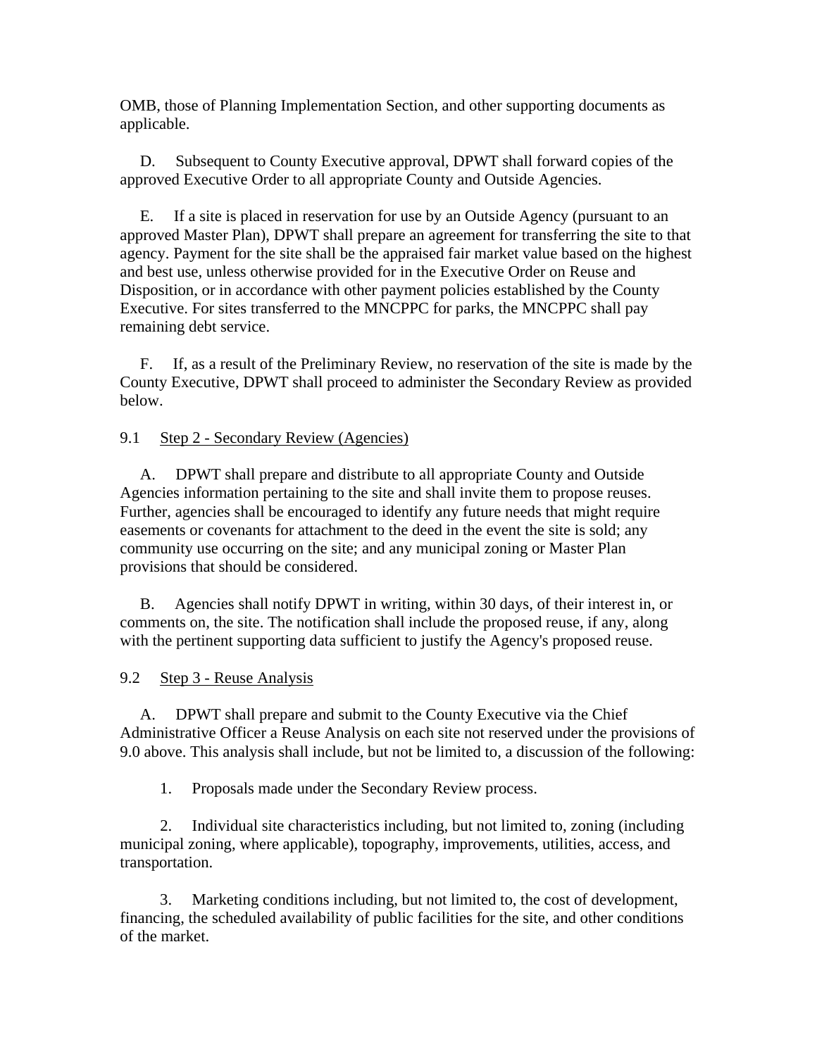OMB, those of Planning Implementation Section, and other supporting documents as applicable.

D. Subsequent to County Executive approval, DPWT shall forward copies of the approved Executive Order to all appropriate County and Outside Agencies.

E. If a site is placed in reservation for use by an Outside Agency (pursuant to an approved Master Plan), DPWT shall prepare an agreement for transferring the site to that agency. Payment for the site shall be the appraised fair market value based on the highest and best use, unless otherwise provided for in the Executive Order on Reuse and Disposition, or in accordance with other payment policies established by the County Executive. For sites transferred to the MNCPPC for parks, the MNCPPC shall pay remaining debt service.

F. If, as a result of the Preliminary Review, no reservation of the site is made by the County Executive, DPWT shall proceed to administer the Secondary Review as provided below.

9.1 Step 2 - Secondary Review (Agencies)

A. DPWT shall prepare and distribute to all appropriate County and Outside Agencies information pertaining to the site and shall invite them to propose reuses. Further, agencies shall be encouraged to identify any future needs that might require easements or covenants for attachment to the deed in the event the site is sold; any community use occurring on the site; and any municipal zoning or Master Plan provisions that should be considered.

B. Agencies shall notify DPWT in writing, within 30 days, of their interest in, or comments on, the site. The notification shall include the proposed reuse, if any, along with the pertinent supporting data sufficient to justify the Agency's proposed reuse.

9.2 Step 3 - Reuse Analysis

A. DPWT shall prepare and submit to the County Executive via the Chief Administrative Officer a Reuse Analysis on each site not reserved under the provisions of 9.0 above. This analysis shall include, but not be limited to, a discussion of the following:

1. Proposals made under the Secondary Review process.

2. Individual site characteristics including, but not limited to, zoning (including municipal zoning, where applicable), topography, improvements, utilities, access, and transportation.

3. Marketing conditions including, but not limited to, the cost of development, financing, the scheduled availability of public facilities for the site, and other conditions of the market.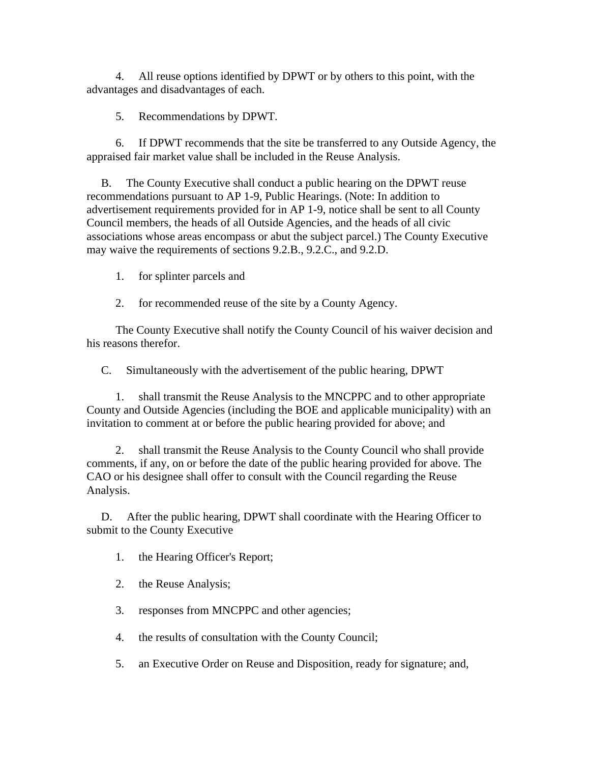4. All reuse options identified by DPWT or by others to this point, with the advantages and disadvantages of each.

5. Recommendations by DPWT.

6. If DPWT recommends that the site be transferred to any Outside Agency, the appraised fair market value shall be included in the Reuse Analysis.

B. The County Executive shall conduct a public hearing on the DPWT reuse recommendations pursuant to AP 1-9, Public Hearings. (Note: In addition to advertisement requirements provided for in AP 1-9, notice shall be sent to all County Council members, the heads of all Outside Agencies, and the heads of all civic associations whose areas encompass or abut the subject parcel.) The County Executive may waive the requirements of sections 9.2.B., 9.2.C., and 9.2.D.

1. for splinter parcels and

2. for recommended reuse of the site by a County Agency.

The County Executive shall notify the County Council of his waiver decision and his reasons therefor.

C. Simultaneously with the advertisement of the public hearing, DPWT

1. shall transmit the Reuse Analysis to the MNCPPC and to other appropriate County and Outside Agencies (including the BOE and applicable municipality) with an invitation to comment at or before the public hearing provided for above; and

2. shall transmit the Reuse Analysis to the County Council who shall provide comments, if any, on or before the date of the public hearing provided for above. The CAO or his designee shall offer to consult with the Council regarding the Reuse Analysis.

D. After the public hearing, DPWT shall coordinate with the Hearing Officer to submit to the County Executive

1. the Hearing Officer's Report;

2. the Reuse Analysis;

3. responses from MNCPPC and other agencies;

4. the results of consultation with the County Council;

5. an Executive Order on Reuse and Disposition, ready for signature; and,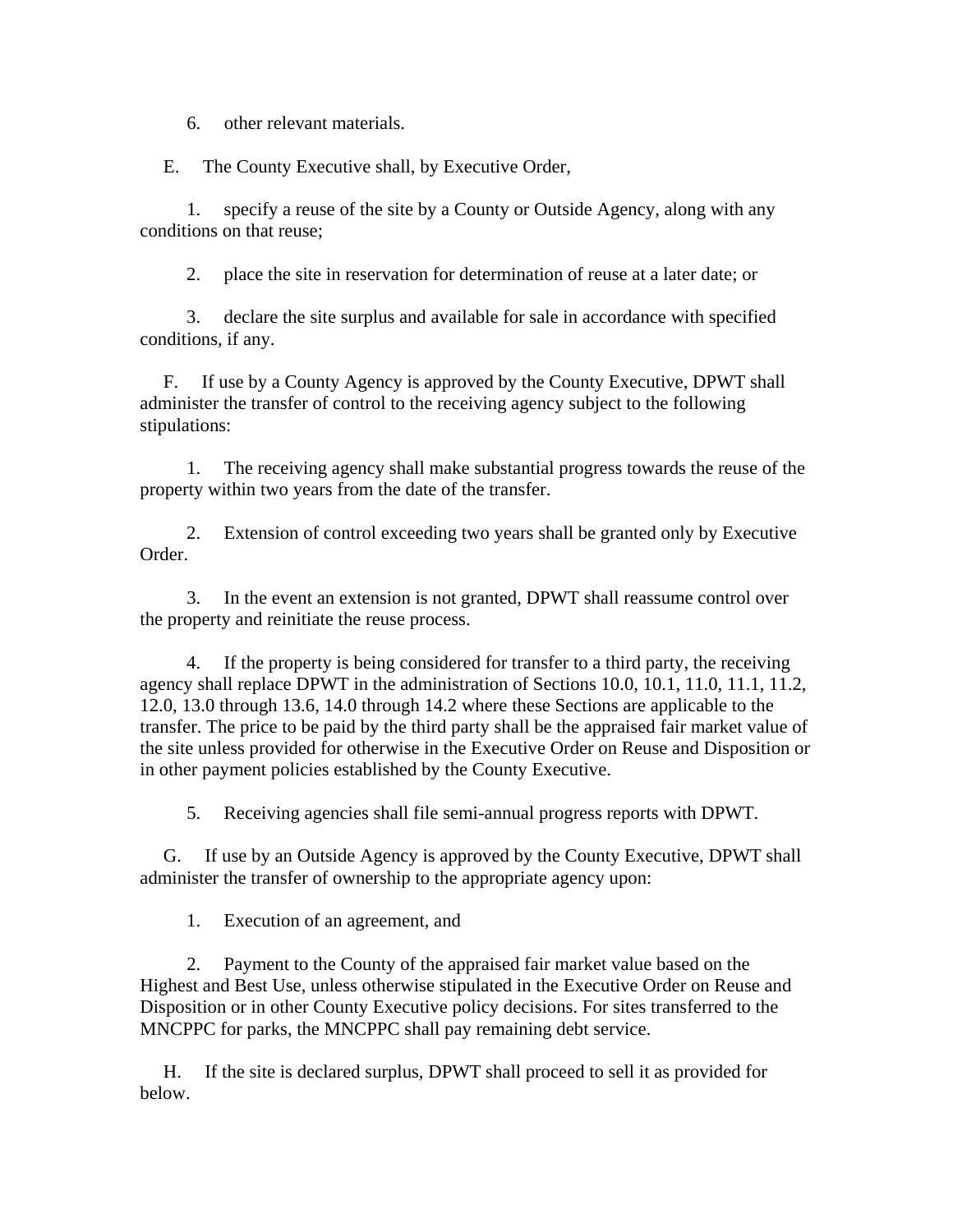6. other relevant materials.

E. The County Executive shall, by Executive Order,

1. specify a reuse of the site by a County or Outside Agency, along with any conditions on that reuse;

2. place the site in reservation for determination of reuse at a later date; or

3. declare the site surplus and available for sale in accordance with specified conditions, if any.

F. If use by a County Agency is approved by the County Executive, DPWT shall administer the transfer of control to the receiving agency subject to the following stipulations:

1. The receiving agency shall make substantial progress towards the reuse of the property within two years from the date of the transfer.

2. Extension of control exceeding two years shall be granted only by Executive Order.

3. In the event an extension is not granted, DPWT shall reassume control over the property and reinitiate the reuse process.

4. If the property is being considered for transfer to a third party, the receiving agency shall replace DPWT in the administration of Sections 10.0, 10.1, 11.0, 11.1, 11.2, 12.0, 13.0 through 13.6, 14.0 through 14.2 where these Sections are applicable to the transfer. The price to be paid by the third party shall be the appraised fair market value of the site unless provided for otherwise in the Executive Order on Reuse and Disposition or in other payment policies established by the County Executive.

5. Receiving agencies shall file semi-annual progress reports with DPWT.

G. If use by an Outside Agency is approved by the County Executive, DPWT shall administer the transfer of ownership to the appropriate agency upon:

1. Execution of an agreement, and

2. Payment to the County of the appraised fair market value based on the Highest and Best Use, unless otherwise stipulated in the Executive Order on Reuse and Disposition or in other County Executive policy decisions. For sites transferred to the MNCPPC for parks, the MNCPPC shall pay remaining debt service.

H. If the site is declared surplus, DPWT shall proceed to sell it as provided for below.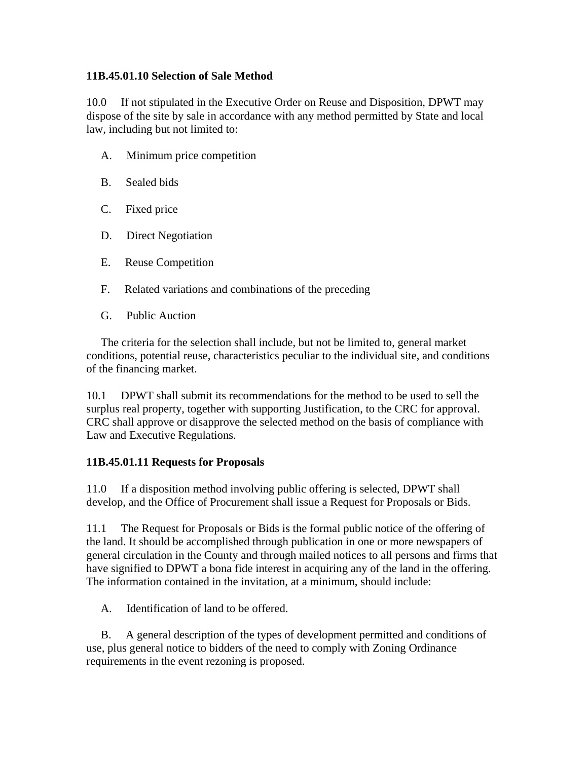**11B.45.01.10 Selection of Sale Method**

10.0 If not stipulated in the Executive Order on Reuse and Disposition, DPWT may dispose of the site by sale in accordance with any method permitted by State and local law, including but not limited to:

A. Minimum price competition

B. Sealed bids

C. Fixed price

D. Direct Negotiation

E. Reuse Competition

F. Related variations and combinations of the preceding

G. Public Auction

The criteria for the selection shall include, but not be limited to, general market conditions, potential reuse, characteristics peculiar to the individual site, and conditions of the financing market.

10.1 DPWT shall submit its recommendations for the method to be used to sell the surplus real property, together with supporting Justification, to the CRC for approval. CRC shall approve or disapprove the selected method on the basis of compliance with Law and Executive Regulations.

**11B.45.01.11 Requests for Proposals**

11.0 If a disposition method involving public offering is selected, DPWT shall develop, and the Office of Procurement shall issue a Request for Proposals or Bids.

11.1 The Request for Proposals or Bids is the formal public notice of the offering of the land. It should be accomplished through publication in one or more newspapers of general circulation in the County and through mailed notices to all persons and firms that have signified to DPWT a bona fide interest in acquiring any of the land in the offering. The information contained in the invitation, at a minimum, should include:

A. Identification of land to be offered.

B. A general description of the types of development permitted and conditions of use, plus general notice to bidders of the need to comply with Zoning Ordinance requirements in the event rezoning is proposed.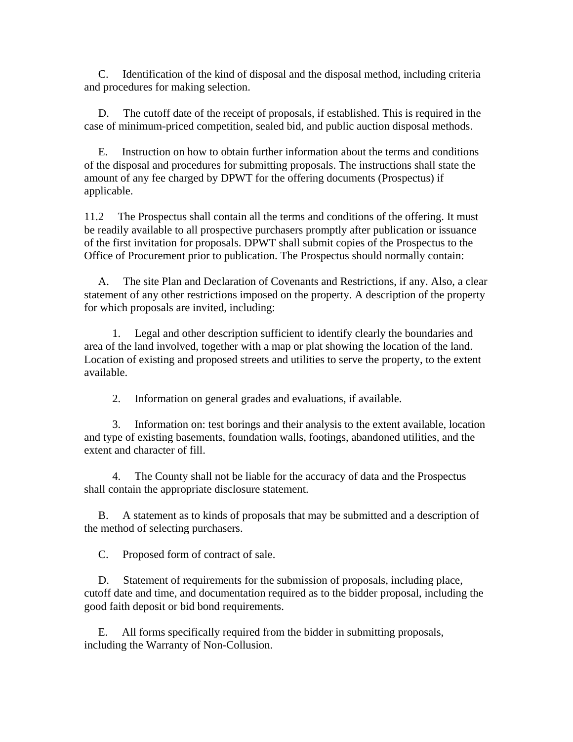C. Identification of the kind of disposal and the disposal method, including criteria and procedures for making selection.

D. The cutoff date of the receipt of proposals, if established. This is required in the case of minimum-priced competition, sealed bid, and public auction disposal methods.

E. Instruction on how to obtain further information about the terms and conditions of the disposal and procedures for submitting proposals. The instructions shall state the amount of any fee charged by DPWT for the offering documents (Prospectus) if applicable.

11.2 The Prospectus shall contain all the terms and conditions of the offering. It must be readily available to all prospective purchasers promptly after publication or issuance of the first invitation for proposals. DPWT shall submit copies of the Prospectus to the Office of Procurement prior to publication. The Prospectus should normally contain:

A. The site Plan and Declaration of Covenants and Restrictions, if any. Also, a clear statement of any other restrictions imposed on the property. A description of the property for which proposals are invited, including:

1. Legal and other description sufficient to identify clearly the boundaries and area of the land involved, together with a map or plat showing the location of the land. Location of existing and proposed streets and utilities to serve the property, to the extent available.

2. Information on general grades and evaluations, if available.

3. Information on: test borings and their analysis to the extent available, location and type of existing basements, foundation walls, footings, abandoned utilities, and the extent and character of fill.

4. The County shall not be liable for the accuracy of data and the Prospectus shall contain the appropriate disclosure statement.

B. A statement as to kinds of proposals that may be submitted and a description of the method of selecting purchasers.

C. Proposed form of contract of sale.

D. Statement of requirements for the submission of proposals, including place, cutoff date and time, and documentation required as to the bidder proposal, including the good faith deposit or bid bond requirements.

E. All forms specifically required from the bidder in submitting proposals, including the Warranty of Non-Collusion.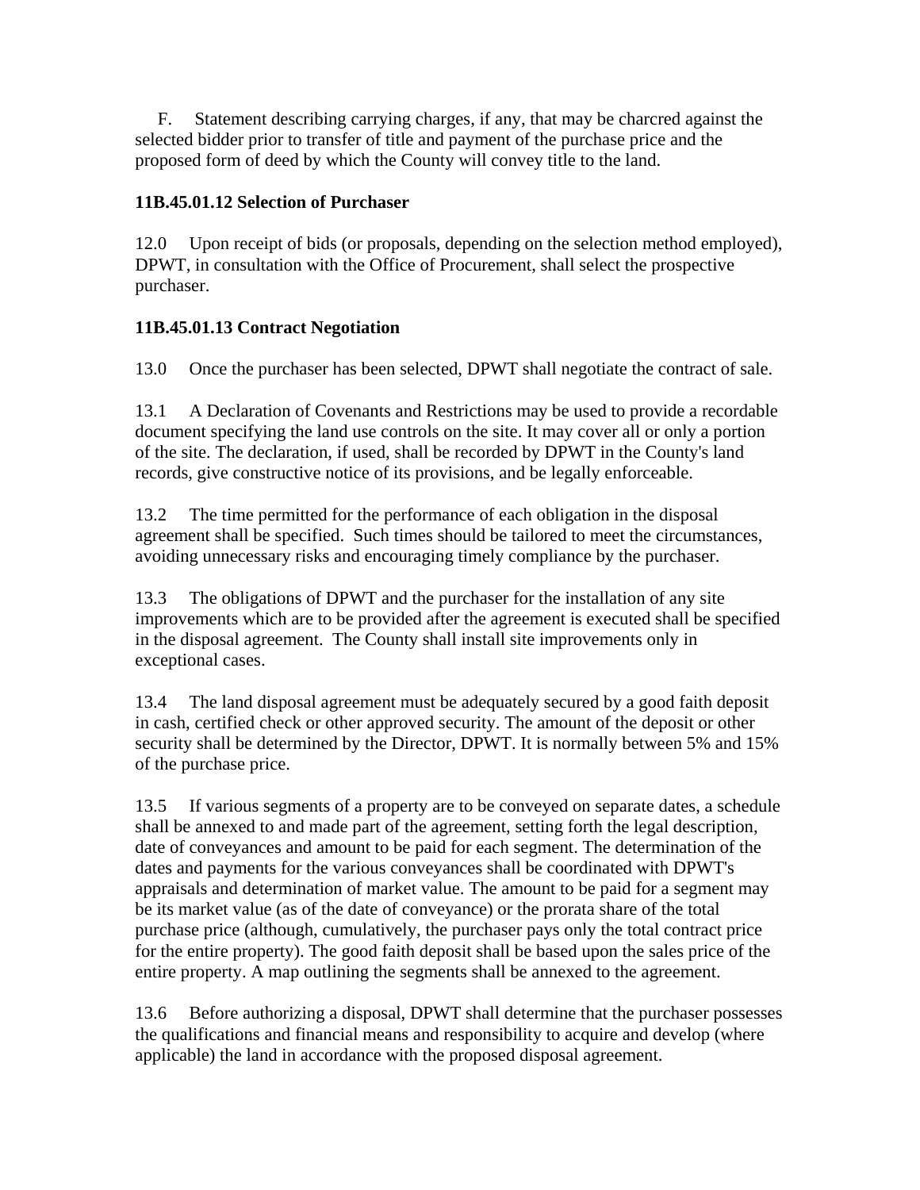F. Statement describing carrying charges, if any, that may be charcred against the selected bidder prior to transfer of title and payment of the purchase price and the proposed form of deed by which the County will convey title to the land.

**11B.45.01.12 Selection of Purchaser**

12.0 Upon receipt of bids (or proposals, depending on the selection method employed), DPWT, in consultation with the Office of Procurement, shall select the prospective purchaser.

**11B.45.01.13 Contract Negotiation**

13.0 Once the purchaser has been selected, DPWT shall negotiate the contract of sale.

13.1 A Declaration of Covenants and Restrictions may be used to provide a recordable document specifying the land use controls on the site. It may cover all or only a portion of the site. The declaration, if used, shall be recorded by DPWT in the County's land records, give constructive notice of its provisions, and be legally enforceable.

13.2 The time permitted for the performance of each obligation in the disposal agreement shall be specified. Such times should be tailored to meet the circumstances, avoiding unnecessary risks and encouraging timely compliance by the purchaser.

13.3 The obligations of DPWT and the purchaser for the installation of any site improvements which are to be provided after the agreement is executed shall be specified in the disposal agreement. The County shall install site improvements only in exceptional cases.

13.4 The land disposal agreement must be adequately secured by a good faith deposit in cash, certified check or other approved security. The amount of the deposit or other security shall be determined by the Director, DPWT. It is normally between 5% and 15% of the purchase price.

13.5 If various segments of a property are to be conveyed on separate dates, a schedule shall be annexed to and made part of the agreement, setting forth the legal description, date of conveyances and amount to be paid for each segment. The determination of the dates and payments for the various conveyances shall be coordinated with DPWT's appraisals and determination of market value. The amount to be paid for a segment may be its market value (as of the date of conveyance) or the prorata share of the total purchase price (although, cumulatively, the purchaser pays only the total contract price for the entire property). The good faith deposit shall be based upon the sales price of the entire property. A map outlining the segments shall be annexed to the agreement.

13.6 Before authorizing a disposal, DPWT shall determine that the purchaser possesses the qualifications and financial means and responsibility to acquire and develop (where applicable) the land in accordance with the proposed disposal agreement.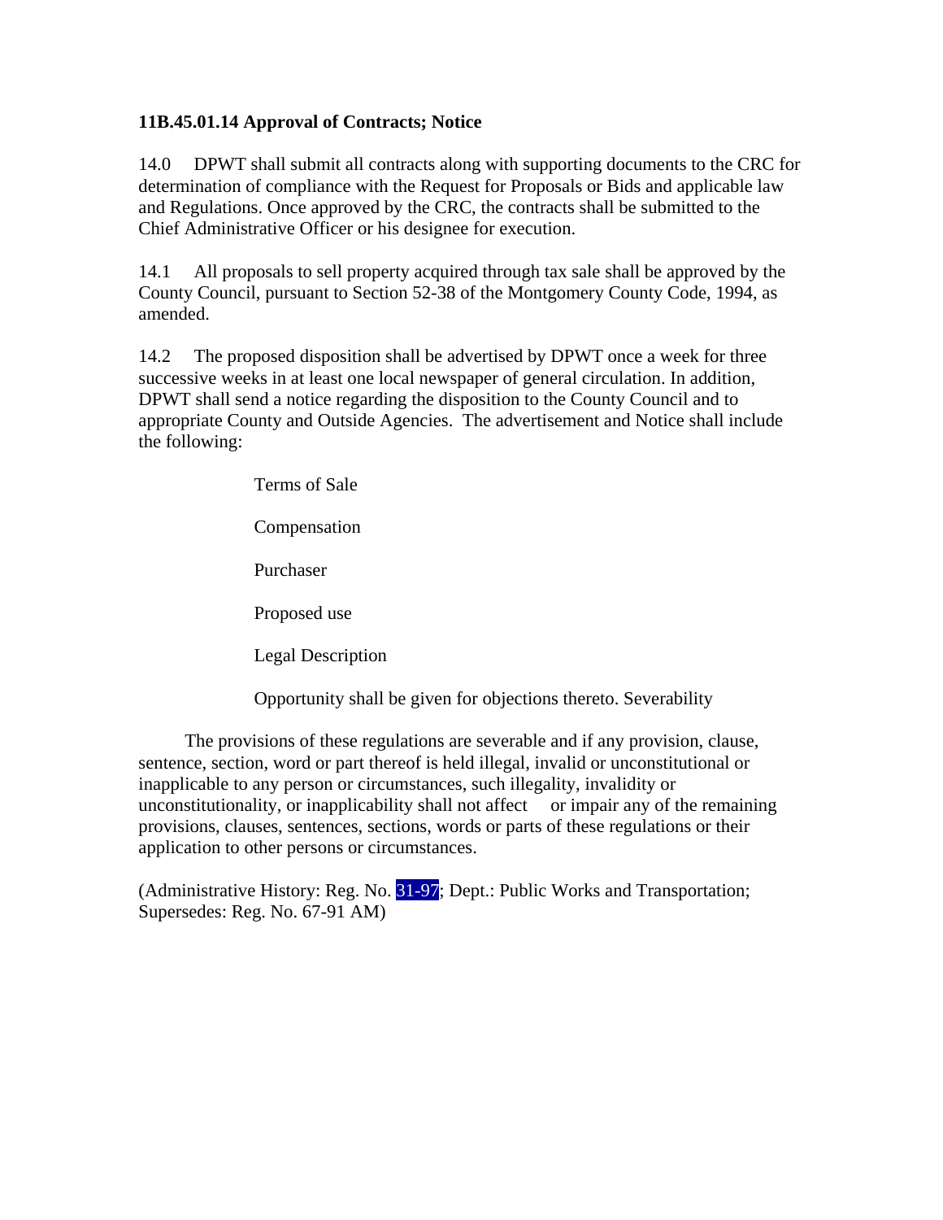**11B.45.01.14 Approval of Contracts; Notice**

14.0 DPWT shall submit all contracts along with supporting documents to the CRC for determination of compliance with the Request for Proposals or Bids and applicable law and Regulations. Once approved by the CRC, the contracts shall be submitted to the Chief Administrative Officer or his designee for execution.

14.1 All proposals to sell property acquired through tax sale shall be approved by the County Council, pursuant to Section 52-38 of the Montgomery County Code, 1994, as amended.

14.2 The proposed disposition shall be advertised by DPWT once a week for three successive weeks in at least one local newspaper of general circulation. In addition, DPWT shall send a notice regarding the disposition to the County Council and to appropriate County and Outside Agencies. The advertisement and Notice shall include the following:

Terms of Sale

Compensation

Purchaser

Proposed use

Legal Description

Opportunity shall be given for objections thereto. Severability

The provisions of these regulations are severable and if any provision, clause, sentence, section, word or part thereof is held illegal, invalid or unconstitutional or inapplicable to any person or circumstances, such illegality, invalidity or unconstitutionality, or inapplicability shall not affect or impair any of the remaining provisions, clauses, sentences, sections, words or parts of these regulations or their application to other persons or circumstances.

(Administrative History: Reg. No. 31-97; Dept.: Public Works and Transportation; Supersedes: Reg. No. 67-91 AM)